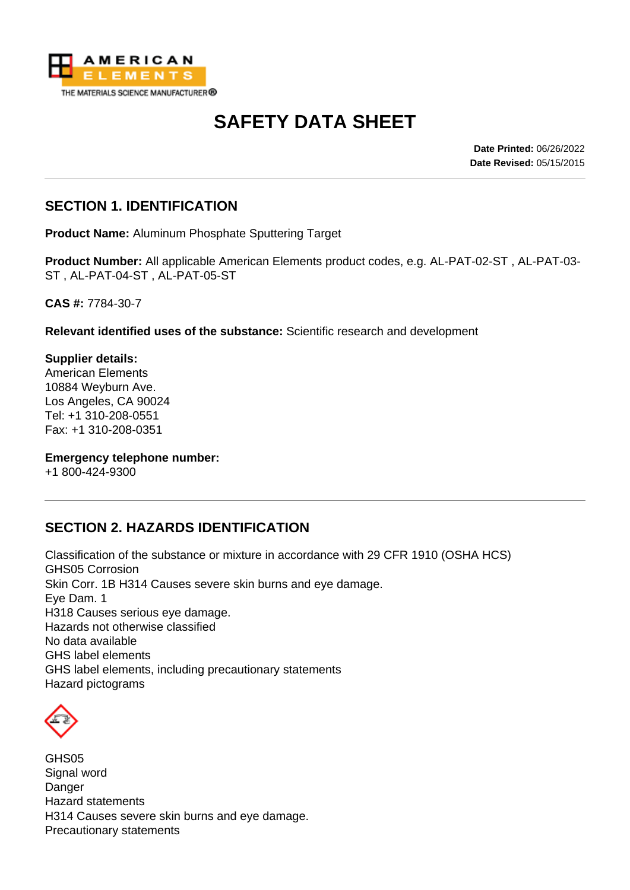AMERICAN ELEMENTS
THE MATERIALS SCIENCE MANUFACTURER®

# SAFETY DATA SHEET

**Date Printed:** 06/26/2022
**Date Revised:** 05/15/2015

## SECTION 1. IDENTIFICATION

**Product Name:** Aluminum Phosphate Sputtering Target

**Product Number:** All applicable American Elements product codes, e.g. AL-PAT-02-ST , AL-PAT-03-ST , AL-PAT-04-ST , AL-PAT-05-ST

**CAS #:** 7784-30-7

**Relevant identified uses of the substance:** Scientific research and development

**Supplier details:**
American Elements
10884 Weyburn Ave.
Los Angeles, CA 90024
Tel: +1 310-208-0551
Fax: +1 310-208-0351

**Emergency telephone number:**
+1 800-424-9300

## SECTION 2. HAZARDS IDENTIFICATION

Classification of the substance or mixture in accordance with 29 CFR 1910 (OSHA HCS)
GHS05 Corrosion
Skin Corr. 1B H314 Causes severe skin burns and eye damage.
Eye Dam. 1
H318 Causes serious eye damage.
Hazards not otherwise classified
No data available
GHS label elements
GHS label elements, including precautionary statements
Hazard pictograms

GHS05
Signal word
Danger
Hazard statements
H314 Causes severe skin burns and eye damage.
Precautionary statements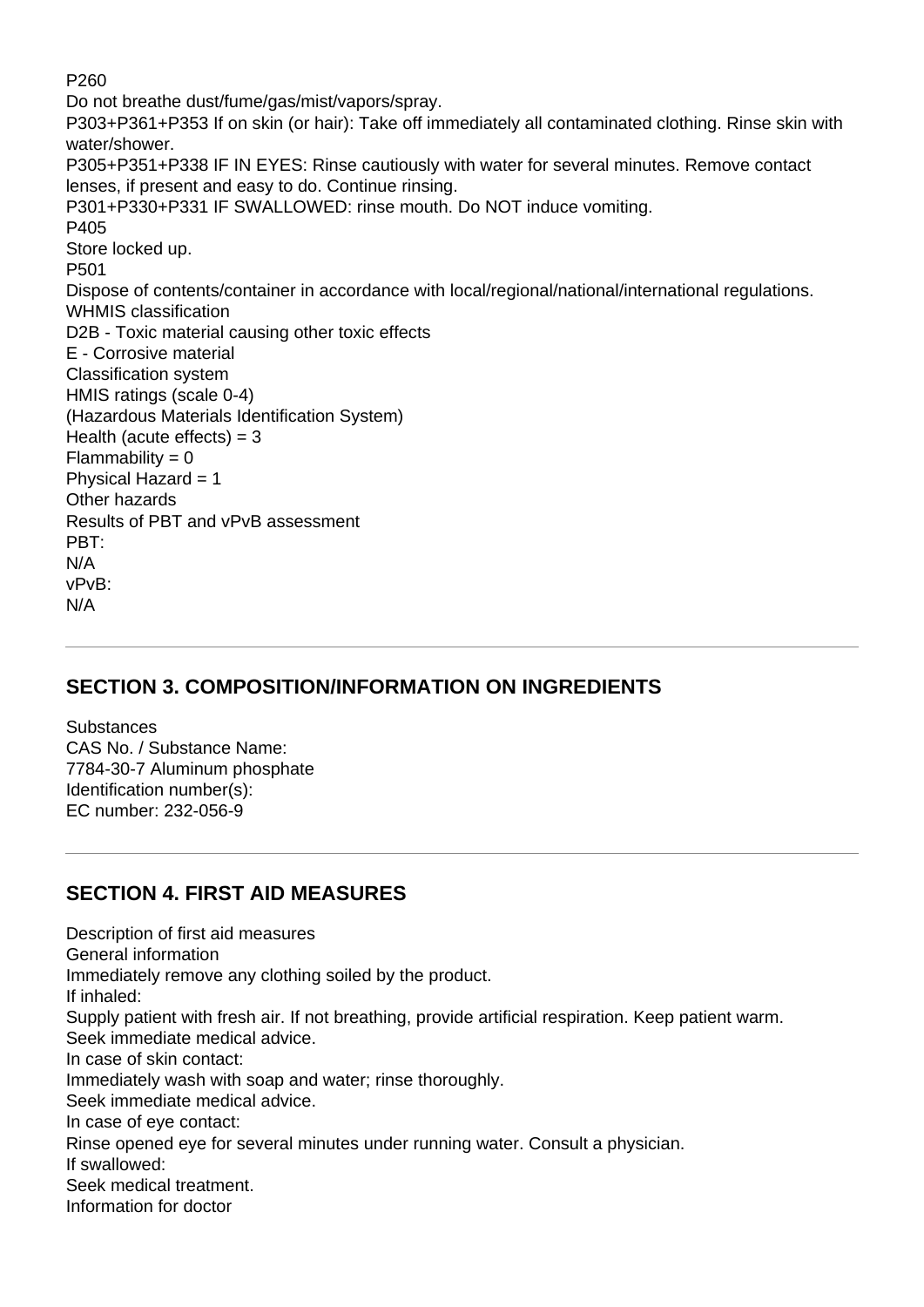P260

Do not breathe dust/fume/gas/mist/vapors/spray.

P303+P361+P353 If on skin (or hair): Take off immediately all contaminated clothing. Rinse skin with water/shower.

P305+P351+P338 IF IN EYES: Rinse cautiously with water for several minutes. Remove contact lenses, if present and easy to do. Continue rinsing.

P301+P330+P331 IF SWALLOWED: rinse mouth. Do NOT induce vomiting.

P405

Store locked up.

P501

Dispose of contents/container in accordance with local/regional/national/international regulations.

WHMIS classification

D2B - Toxic material causing other toxic effects

E - Corrosive material

Classification system

HMIS ratings (scale 0-4)

(Hazardous Materials Identification System)

Health (acute effects) = 3

Flammability = 0

Physical Hazard = 1

Other hazards

Results of PBT and vPvB assessment

PBT:

N/A

vPvB:

N/A

---

## SECTION 3. COMPOSITION/INFORMATION ON INGREDIENTS

Substances

CAS No. / Substance Name:

7784-30-7 Aluminum phosphate

Identification number(s):

EC number: 232-056-9

---

## SECTION 4. FIRST AID MEASURES

Description of first aid measures

General information

Immediately remove any clothing soiled by the product.

If inhaled:

Supply patient with fresh air. If not breathing, provide artificial respiration. Keep patient warm.

Seek immediate medical advice.

In case of skin contact:

Immediately wash with soap and water; rinse thoroughly.

Seek immediate medical advice.

In case of eye contact:

Rinse opened eye for several minutes under running water. Consult a physician.

If swallowed:

Seek medical treatment.

Information for doctor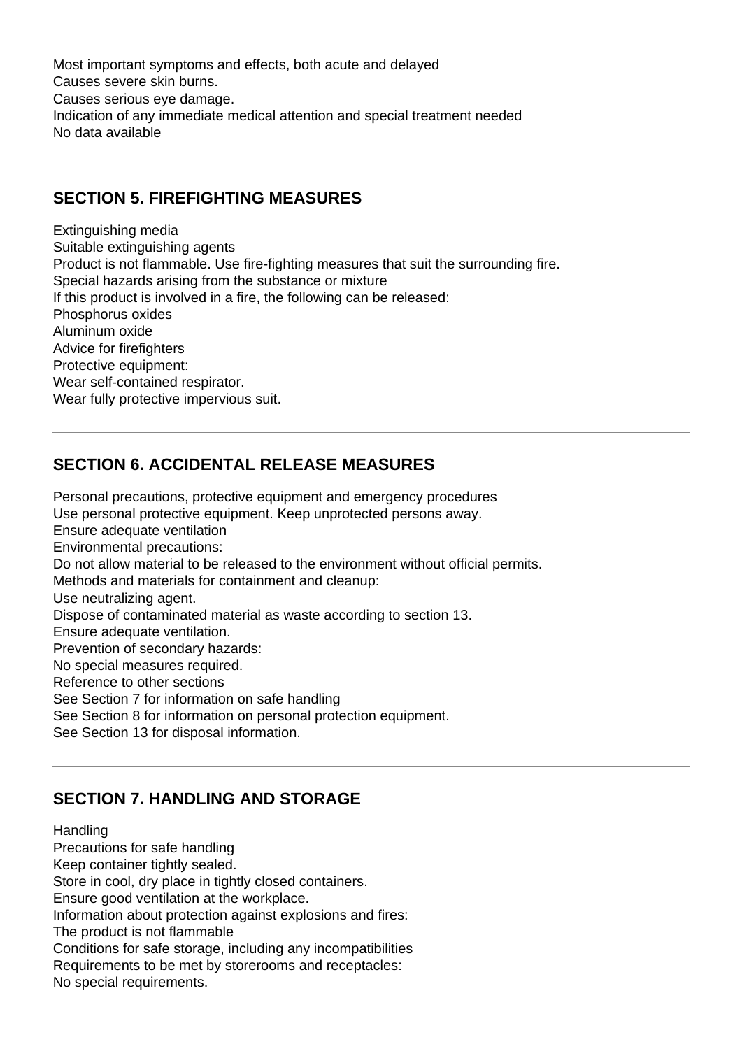Most important symptoms and effects, both acute and delayed
Causes severe skin burns.
Causes serious eye damage.
Indication of any immediate medical attention and special treatment needed
No data available

---

## SECTION 5. FIREFIGHTING MEASURES

Extinguishing media
Suitable extinguishing agents
Product is not flammable. Use fire-fighting measures that suit the surrounding fire.
Special hazards arising from the substance or mixture
If this product is involved in a fire, the following can be released:
Phosphorus oxides
Aluminum oxide
Advice for firefighters
Protective equipment:
Wear self-contained respirator.
Wear fully protective impervious suit.

---

## SECTION 6. ACCIDENTAL RELEASE MEASURES

Personal precautions, protective equipment and emergency procedures
Use personal protective equipment. Keep unprotected persons away.
Ensure adequate ventilation
Environmental precautions:
Do not allow material to be released to the environment without official permits.
Methods and materials for containment and cleanup:
Use neutralizing agent.
Dispose of contaminated material as waste according to section 13.
Ensure adequate ventilation.
Prevention of secondary hazards:
No special measures required.
Reference to other sections
See Section 7 for information on safe handling
See Section 8 for information on personal protection equipment.
See Section 13 for disposal information.

---

## SECTION 7. HANDLING AND STORAGE

Handling
Precautions for safe handling
Keep container tightly sealed.
Store in cool, dry place in tightly closed containers.
Ensure good ventilation at the workplace.
Information about protection against explosions and fires:
The product is not flammable
Conditions for safe storage, including any incompatibilities
Requirements to be met by storerooms and receptacles:
No special requirements.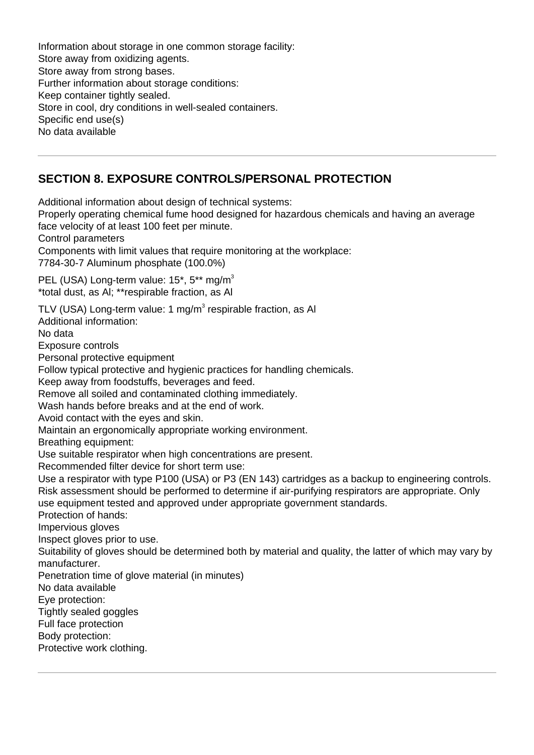Information about storage in one common storage facility:
Store away from oxidizing agents.
Store away from strong bases.
Further information about storage conditions:
Keep container tightly sealed.
Store in cool, dry conditions in well-sealed containers.
Specific end use(s)
No data available

---

## SECTION 8. EXPOSURE CONTROLS/PERSONAL PROTECTION

Additional information about design of technical systems:
Properly operating chemical fume hood designed for hazardous chemicals and having an average face velocity of at least 100 feet per minute.
Control parameters
Components with limit values that require monitoring at the workplace:
7784-30-7 Aluminum phosphate (100.0%)

PEL (USA) Long-term value: 15*, 5** mg/m$^3$
*total dust, as Al; **respirable fraction, as Al

TLV (USA) Long-term value: 1 mg/m$^3$ respirable fraction, as Al
Additional information:
No data
Exposure controls
Personal protective equipment
Follow typical protective and hygienic practices for handling chemicals.
Keep away from foodstuffs, beverages and feed.
Remove all soiled and contaminated clothing immediately.
Wash hands before breaks and at the end of work.
Avoid contact with the eyes and skin.
Maintain an ergonomically appropriate working environment.
Breathing equipment:
Use suitable respirator when high concentrations are present.
Recommended filter device for short term use:
Use a respirator with type P100 (USA) or P3 (EN 143) cartridges as a backup to engineering controls. Risk assessment should be performed to determine if air-purifying respirators are appropriate. Only use equipment tested and approved under appropriate government standards.
Protection of hands:
Impervious gloves
Inspect gloves prior to use.
Suitability of gloves should be determined both by material and quality, the latter of which may vary by manufacturer.
Penetration time of glove material (in minutes)
No data available
Eye protection:
Tightly sealed goggles
Full face protection
Body protection:
Protective work clothing.

---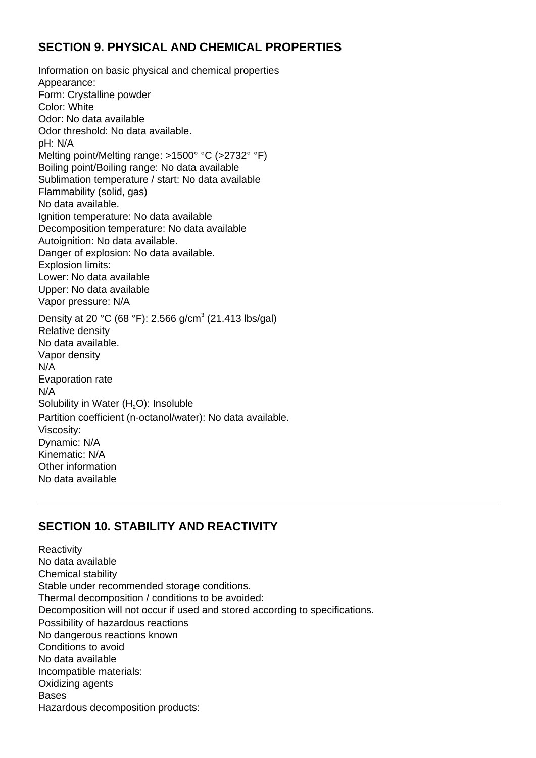## SECTION 9. PHYSICAL AND CHEMICAL PROPERTIES

Information on basic physical and chemical properties
Appearance:
Form: Crystalline powder
Color: White
Odor: No data available
Odor threshold: No data available.
pH: N/A
Melting point/Melting range: >1500° °C (>2732° °F)
Boiling point/Boiling range: No data available
Sublimation temperature / start: No data available
Flammability (solid, gas)
No data available.
Ignition temperature: No data available
Decomposition temperature: No data available
Autoignition: No data available.
Danger of explosion: No data available.
Explosion limits:
Lower: No data available
Upper: No data available
Vapor pressure: N/A
Density at 20 °C (68 °F): 2.566 g/cm$^3$ (21.413 lbs/gal)
Relative density
No data available.
Vapor density
N/A
Evaporation rate
N/A
Solubility in Water ($H_2O$): Insoluble
Partition coefficient (n-octanol/water): No data available.
Viscosity:
Dynamic: N/A
Kinematic: N/A
Other information
No data available

---

## SECTION 10. STABILITY AND REACTIVITY

Reactivity
No data available
Chemical stability
Stable under recommended storage conditions.
Thermal decomposition / conditions to be avoided:
Decomposition will not occur if used and stored according to specifications.
Possibility of hazardous reactions
No dangerous reactions known
Conditions to avoid
No data available
Incompatible materials:
Oxidizing agents
Bases
Hazardous decomposition products: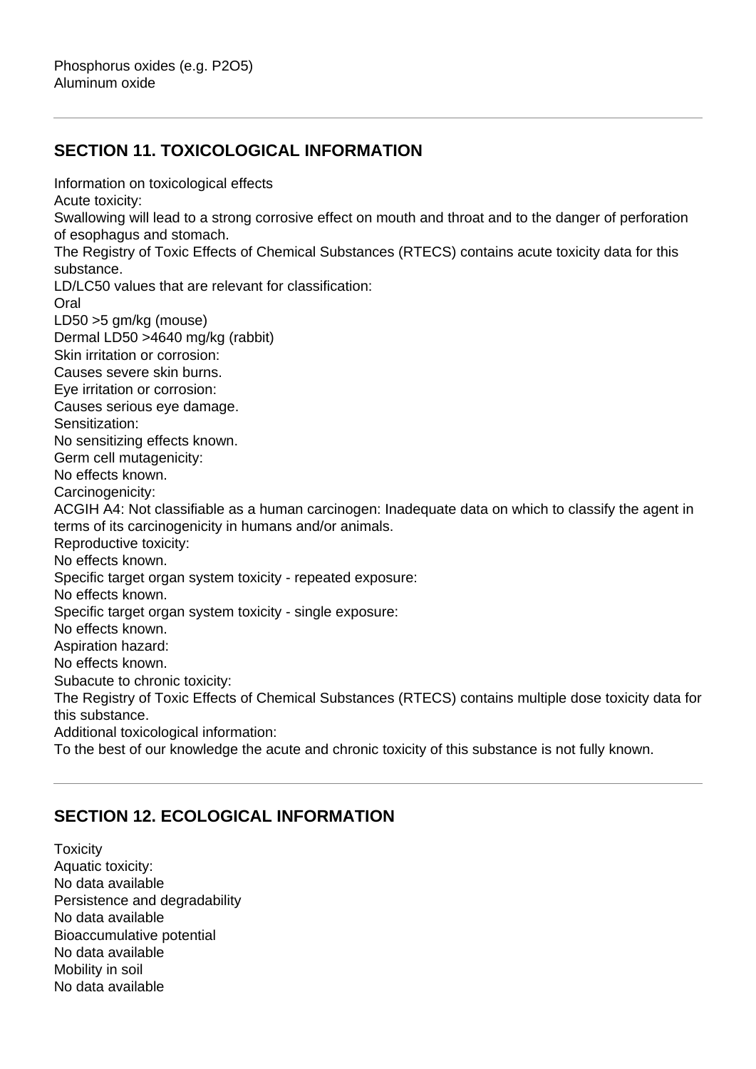Phosphorus oxides (e.g. $P_2O_5$)
Aluminum oxide

## SECTION 11. TOXICOLOGICAL INFORMATION

Information on toxicological effects
Acute toxicity:
Swallowing will lead to a strong corrosive effect on mouth and throat and to the danger of perforation of esophagus and stomach.
The Registry of Toxic Effects of Chemical Substances (RTECS) contains acute toxicity data for this substance.
LD/LC50 values that are relevant for classification:
Oral
LD50 >5 gm/kg (mouse)
Dermal LD50 >4640 mg/kg (rabbit)
Skin irritation or corrosion:
Causes severe skin burns.
Eye irritation or corrosion:
Causes serious eye damage.
Sensitization:
No sensitizing effects known.
Germ cell mutagenicity:
No effects known.
Carcinogenicity:
ACGIH A4: Not classifiable as a human carcinogen: Inadequate data on which to classify the agent in terms of its carcinogenicity in humans and/or animals.
Reproductive toxicity:
No effects known.
Specific target organ system toxicity - repeated exposure:
No effects known.
Specific target organ system toxicity - single exposure:
No effects known.
Aspiration hazard:
No effects known.
Subacute to chronic toxicity:
The Registry of Toxic Effects of Chemical Substances (RTECS) contains multiple dose toxicity data for this substance.
Additional toxicological information:
To the best of our knowledge the acute and chronic toxicity of this substance is not fully known.

## SECTION 12. ECOLOGICAL INFORMATION

Toxicity
Aquatic toxicity:
No data available
Persistence and degradability
No data available
Bioaccumulative potential
No data available
Mobility in soil
No data available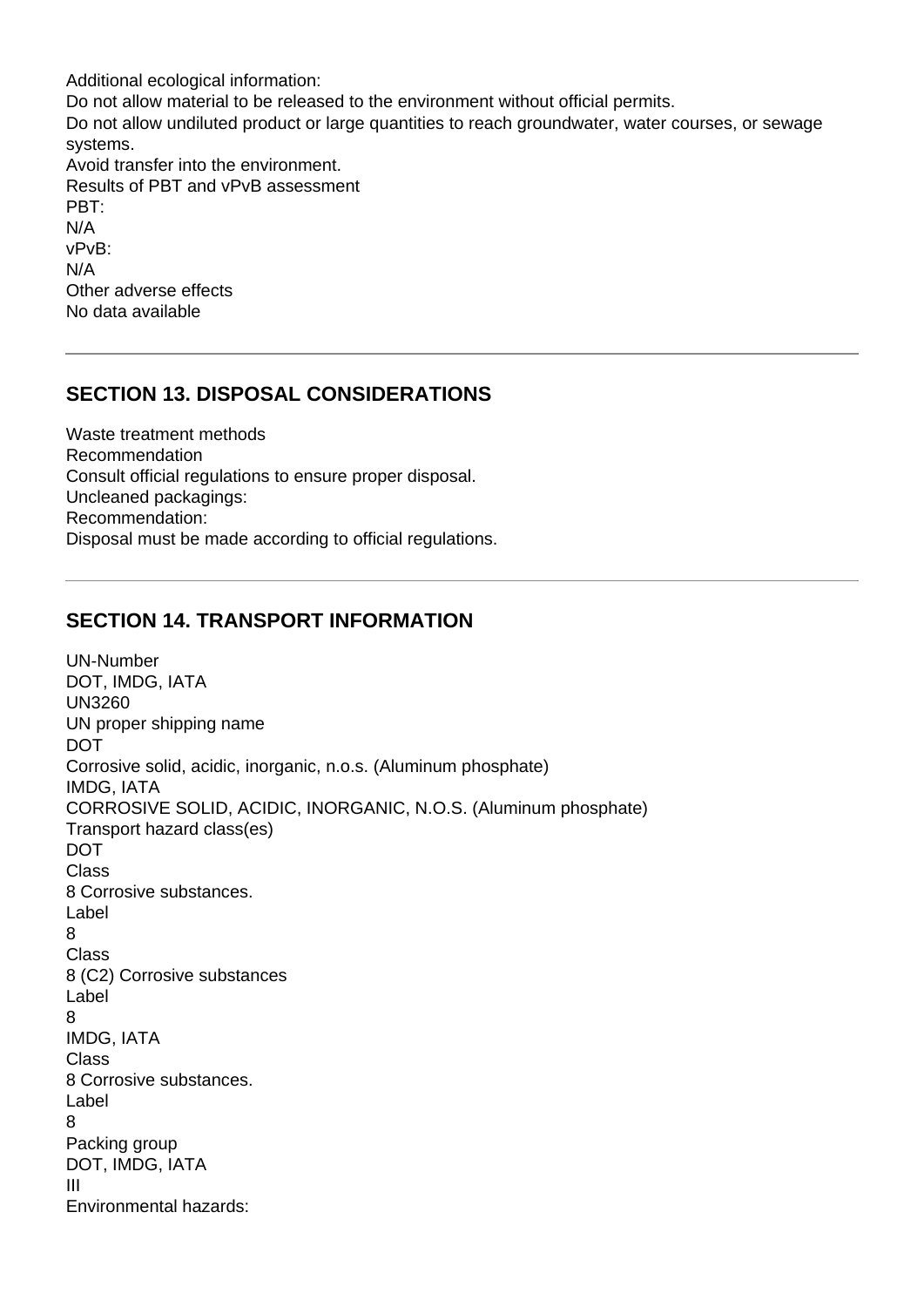Additional ecological information:
Do not allow material to be released to the environment without official permits.
Do not allow undiluted product or large quantities to reach groundwater, water courses, or sewage systems.
Avoid transfer into the environment.
Results of PBT and vPvB assessment
PBT:
N/A
vPvB:
N/A
Other adverse effects
No data available

---

## SECTION 13. DISPOSAL CONSIDERATIONS

Waste treatment methods
Recommendation
Consult official regulations to ensure proper disposal.
Uncleaned packagings:
Recommendation:
Disposal must be made according to official regulations.

---

## SECTION 14. TRANSPORT INFORMATION

UN-Number
DOT, IMDG, IATA
UN3260
UN proper shipping name
DOT
Corrosive solid, acidic, inorganic, n.o.s. (Aluminum phosphate)
IMDG, IATA
CORROSIVE SOLID, ACIDIC, INORGANIC, N.O.S. (Aluminum phosphate)
Transport hazard class(es)
DOT
Class
8 Corrosive substances.
Label
8
Class
8 (C2) Corrosive substances
Label
8
IMDG, IATA
Class
8 Corrosive substances.
Label
8
Packing group
DOT, IMDG, IATA
III
Environmental hazards: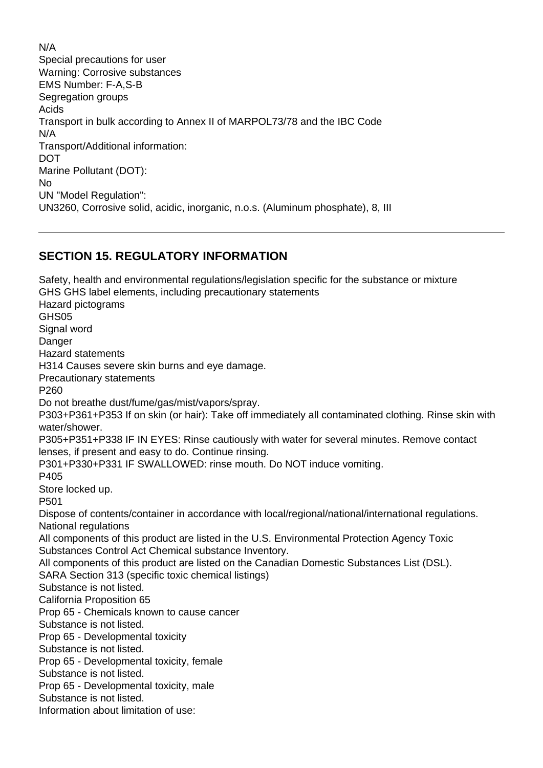N/A

Special precautions for user

Warning: Corrosive substances

EMS Number: F-A,S-B

Segregation groups

Acids

Transport in bulk according to Annex II of MARPOL73/78 and the IBC Code

N/A

Transport/Additional information:

DOT

Marine Pollutant (DOT):

No

UN "Model Regulation":

UN3260, Corrosive solid, acidic, inorganic, n.o.s. (Aluminum phosphate), 8, III

---

## SECTION 15. REGULATORY INFORMATION

Safety, health and environmental regulations/legislation specific for the substance or mixture

GHS GHS label elements, including precautionary statements

Hazard pictograms

GHS05

Signal word

Danger

Hazard statements

H314 Causes severe skin burns and eye damage.

Precautionary statements

P260

Do not breathe dust/fume/gas/mist/vapors/spray.

P303+P361+P353 If on skin (or hair): Take off immediately all contaminated clothing. Rinse skin with water/shower.

P305+P351+P338 IF IN EYES: Rinse cautiously with water for several minutes. Remove contact lenses, if present and easy to do. Continue rinsing.

P301+P330+P331 IF SWALLOWED: rinse mouth. Do NOT induce vomiting.

P405

Store locked up.

P501

Dispose of contents/container in accordance with local/regional/national/international regulations.

National regulations

All components of this product are listed in the U.S. Environmental Protection Agency Toxic Substances Control Act Chemical substance Inventory.

All components of this product are listed on the Canadian Domestic Substances List (DSL).

SARA Section 313 (specific toxic chemical listings)

Substance is not listed.

California Proposition 65

Prop 65 - Chemicals known to cause cancer

Substance is not listed.

Prop 65 - Developmental toxicity

Substance is not listed.

Prop 65 - Developmental toxicity, female

Substance is not listed.

Prop 65 - Developmental toxicity, male

Substance is not listed.

Information about limitation of use: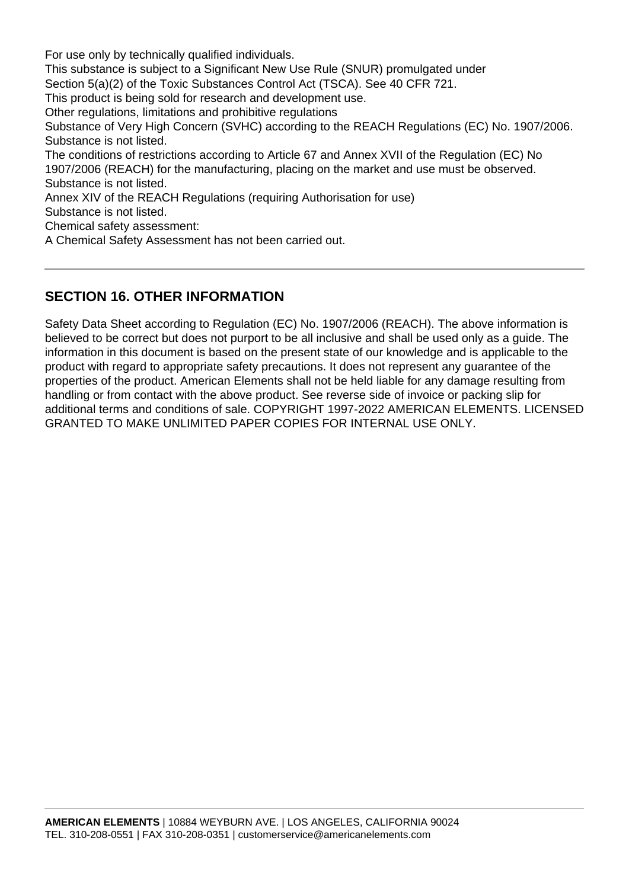For use only by technically qualified individuals.
This substance is subject to a Significant New Use Rule (SNUR) promulgated under
Section 5(a)(2) of the Toxic Substances Control Act (TSCA). See 40 CFR 721.
This product is being sold for research and development use.
Other regulations, limitations and prohibitive regulations
Substance of Very High Concern (SVHC) according to the REACH Regulations (EC) No. 1907/2006.
Substance is not listed.
The conditions of restrictions according to Article 67 and Annex XVII of the Regulation (EC) No 1907/2006 (REACH) for the manufacturing, placing on the market and use must be observed.
Substance is not listed.
Annex XIV of the REACH Regulations (requiring Authorisation for use)
Substance is not listed.
Chemical safety assessment:
A Chemical Safety Assessment has not been carried out.

---

## SECTION 16. OTHER INFORMATION

Safety Data Sheet according to Regulation (EC) No. 1907/2006 (REACH). The above information is believed to be correct but does not purport to be all inclusive and shall be used only as a guide. The information in this document is based on the present state of our knowledge and is applicable to the product with regard to appropriate safety precautions. It does not represent any guarantee of the properties of the product. American Elements shall not be held liable for any damage resulting from handling or from contact with the above product. See reverse side of invoice or packing slip for additional terms and conditions of sale. COPYRIGHT 1997-2022 AMERICAN ELEMENTS. LICENSED GRANTED TO MAKE UNLIMITED PAPER COPIES FOR INTERNAL USE ONLY.